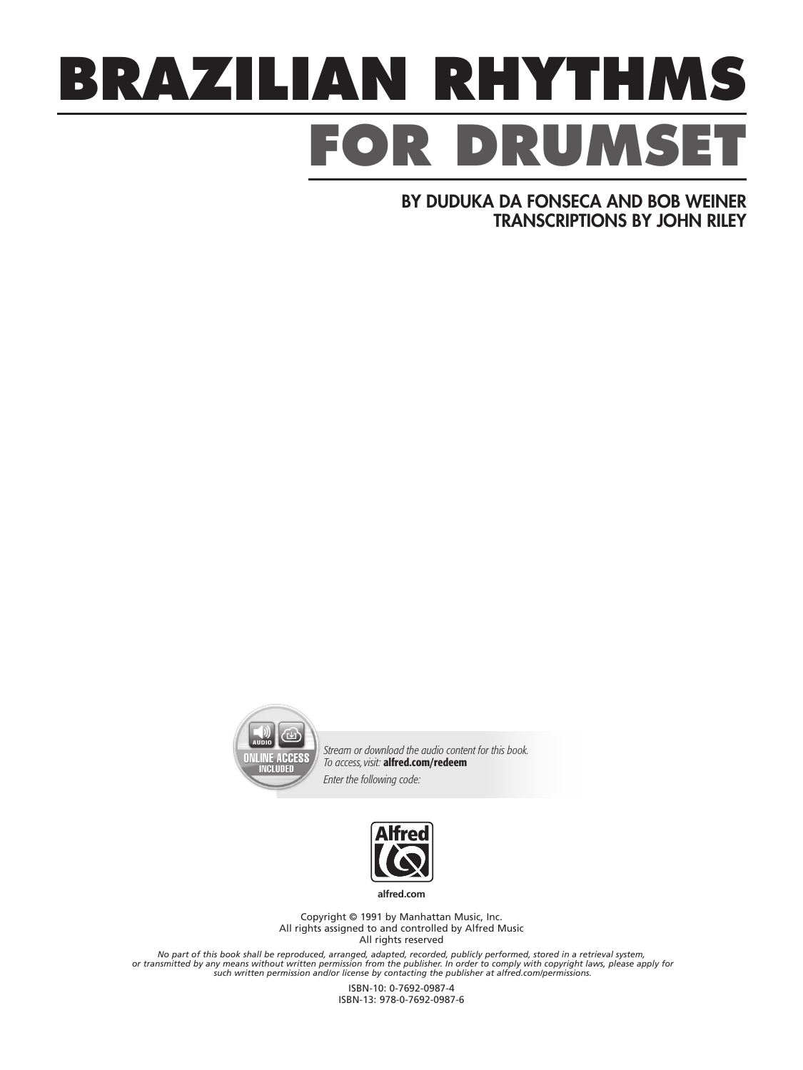# BRAZILIAN RHYTHMS
# FOR DRUMSET

**BY DUDUKA DA FONSECA AND BOB WEINER**
**TRANSCRIPTIONS BY JOHN RILEY**

AUDIO ONLINE ACCESS INCLUDED

*Stream or download the audio content for this book.*
*To access, visit:* **alfred.com/redeem**
*Enter the following code:*

Alfred

**alfred.com**

Copyright © 1991 by Manhattan Music, Inc.
All rights assigned to and controlled by Alfred Music
All rights reserved

*No part of this book shall be reproduced, arranged, adapted, recorded, publicly performed, stored in a retrieval system, or transmitted by any means without written permission from the publisher. In order to comply with copyright laws, please apply for such written permission and/or license by contacting the publisher at alfred.com/permissions.*

ISBN-10: 0-7692-0987-4
ISBN-13: 978-0-7692-0987-6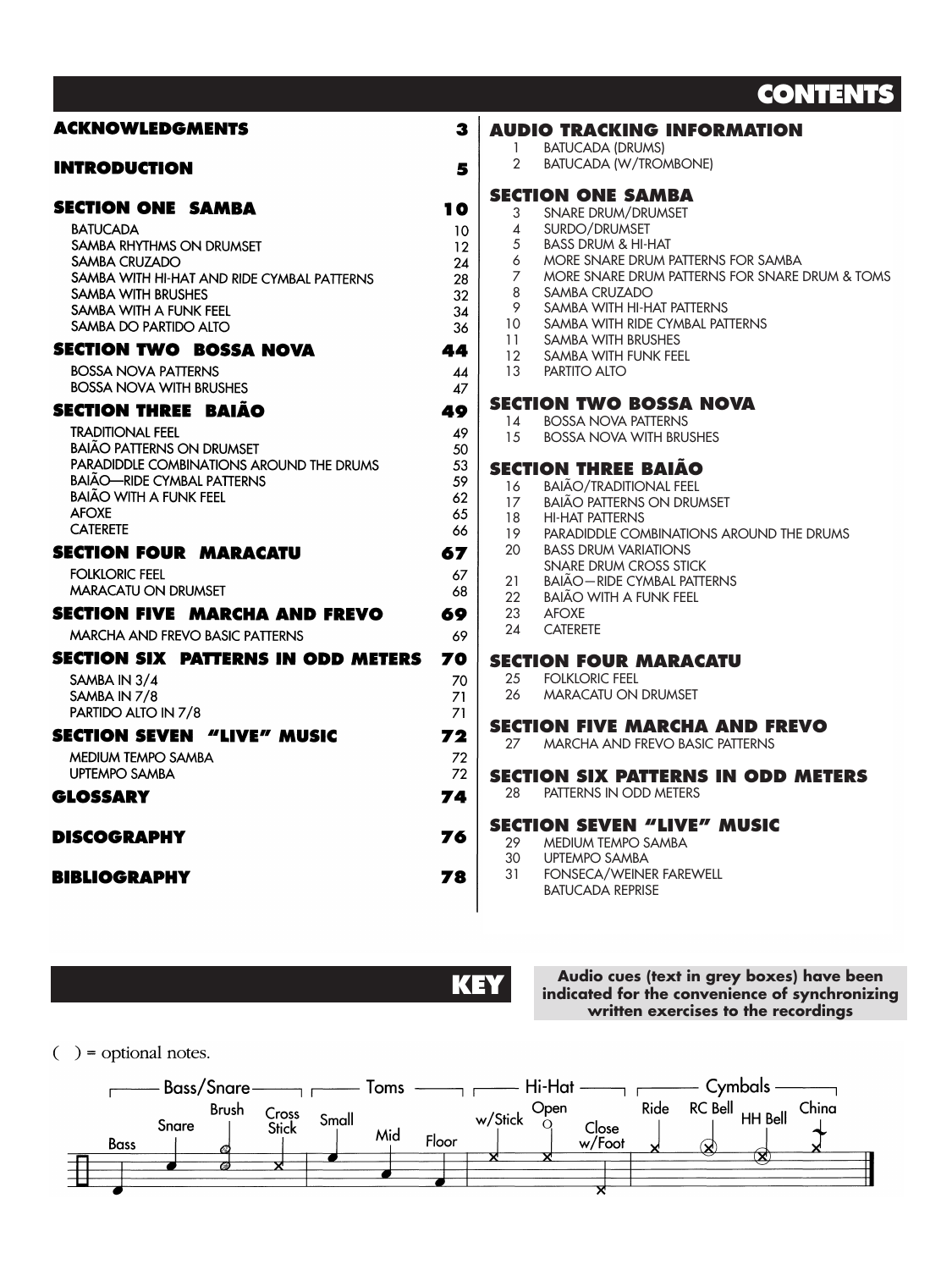# CONTENTS

| | |
|---|---|
| **ACKNOWLEDGMENTS** | **3** |
| **INTRODUCTION** | **5** |
| **SECTION ONE SAMBA** | **10** |
| BATUCADA | 10 |
| SAMBA RHYTHMS ON DRUMSET | 12 |
| SAMBA CRUZADO | 24 |
| SAMBA WITH HI-HAT AND RIDE CYMBAL PATTERNS | 28 |
| SAMBA WITH BRUSHES | 32 |
| SAMBA WITH A FUNK FEEL | 34 |
| SAMBA DO PARTIDO ALTO | 36 |
| **SECTION TWO BOSSA NOVA** | **44** |
| BOSSA NOVA PATTERNS | 44 |
| BOSSA NOVA WITH BRUSHES | 47 |
| **SECTION THREE BAIÃO** | **49** |
| TRADITIONAL FEEL | 49 |
| BAIÃO PATTERNS ON DRUMSET | 50 |
| PARADIDDLE COMBINATIONS AROUND THE DRUMS | 53 |
| BAIÃO—RIDE CYMBAL PATTERNS | 59 |
| BAIÃO WITH A FUNK FEEL | 62 |
| AFOXE | 65 |
| CATERETE | 66 |
| **SECTION FOUR MARACATU** | **67** |
| FOLKLORIC FEEL | 67 |
| MARACATU ON DRUMSET | 68 |
| **SECTION FIVE MARCHA AND FREVO** | **69** |
| MARCHA AND FREVO BASIC PATTERNS | 69 |
| **SECTION SIX PATTERNS IN ODD METERS** | **70** |
| SAMBA IN 3/4 | 70 |
| SAMBA IN 7/8 | 71 |
| PARTIDO ALTO IN 7/8 | 71 |
| **SECTION SEVEN "LIVE" MUSIC** | **72** |
| MEDIUM TEMPO SAMBA | 72 |
| UPTEMPO SAMBA | 72 |
| **GLOSSARY** | **74** |
| **DISCOGRAPHY** | **76** |
| **BIBLIOGRAPHY** | **78** |

## AUDIO TRACKING INFORMATION

1 BATUCADA (DRUMS)
2 BATUCADA (W/TROMBONE)

### SECTION ONE SAMBA

3 SNARE DRUM/DRUMSET
4 SURDO/DRUMSET
5 BASS DRUM & HI-HAT
6 MORE SNARE DRUM PATTERNS FOR SAMBA
7 MORE SNARE DRUM PATTERNS FOR SNARE DRUM & TOMS
8 SAMBA CRUZADO
9 SAMBA WITH HI-HAT PATTERNS
10 SAMBA WITH RIDE CYMBAL PATTERNS
11 SAMBA WITH BRUSHES
12 SAMBA WITH FUNK FEEL
13 PARTITO ALTO

### SECTION TWO BOSSA NOVA

14 BOSSA NOVA PATTERNS
15 BOSSA NOVA WITH BRUSHES

### SECTION THREE BAIÃO

16 BAIÃO/TRADITIONAL FEEL
17 BAIÃO PATTERNS ON DRUMSET
18 HI-HAT PATTERNS
19 PARADIDDLE COMBINATIONS AROUND THE DRUMS
20 BASS DRUM VARIATIONS
SNARE DRUM CROSS STICK
21 BAIÃO—RIDE CYMBAL PATTERNS
22 BAIÃO WITH A FUNK FEEL
23 AFOXE
24 CATERETE

### SECTION FOUR MARACATU

25 FOLKLORIC FEEL
26 MARACATU ON DRUMSET

### SECTION FIVE MARCHA AND FREVO

27 MARCHA AND FREVO BASIC PATTERNS

### SECTION SIX PATTERNS IN ODD METERS

28 PATTERNS IN ODD METERS

### SECTION SEVEN "LIVE" MUSIC

29 MEDIUM TEMPO SAMBA
30 UPTEMPO SAMBA
31 FONSECA/WEINER FAREWELL
BATUCADA REPRISE

# KEY

**Audio cues (text in grey boxes) have been indicated for the convenience of synchronizing written exercises to the recordings**

( ) = optional notes.

Bass/Snare: Bass, Snare, Brush, Cross Stick
Toms: Small, Mid, Floor
Hi-Hat: w/Stick, Open, Close w/Foot
Cymbals: Ride, RC Bell, HH Bell, China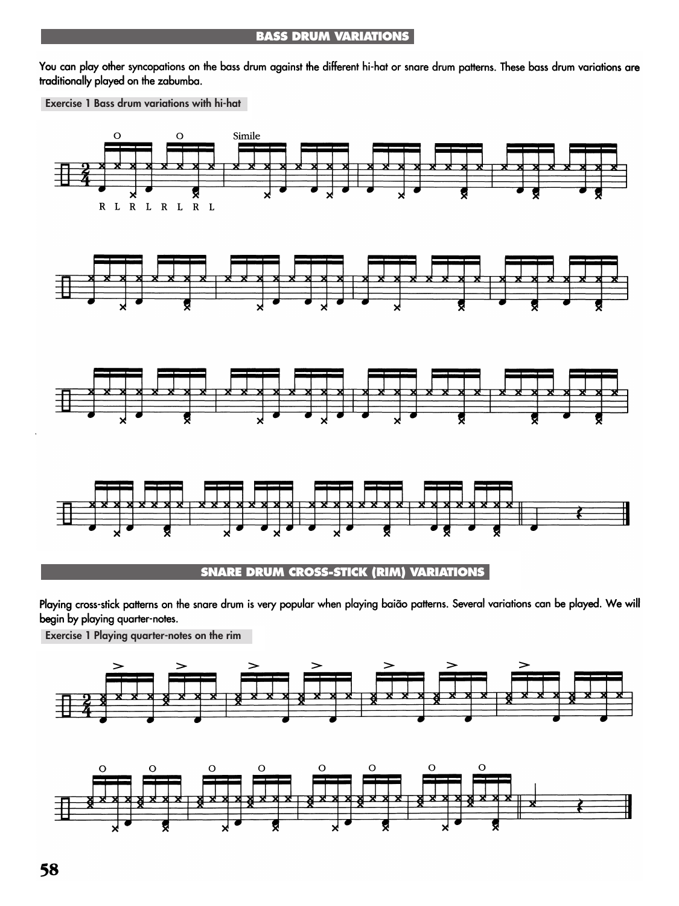## BASS DRUM VARIATIONS

You can play other syncopations on the bass drum against the different hi-hat or snare drum patterns. These bass drum variations are traditionally played on the zabumba.

**Exercise 1 Bass drum variations with hi-hat**

## SNARE DRUM CROSS-STICK (RIM) VARIATIONS

Playing cross-stick patterns on the snare drum is very popular when playing baião patterns. Several variations can be played. We will begin by playing quarter-notes.

**Exercise 1 Playing quarter-notes on the rim**